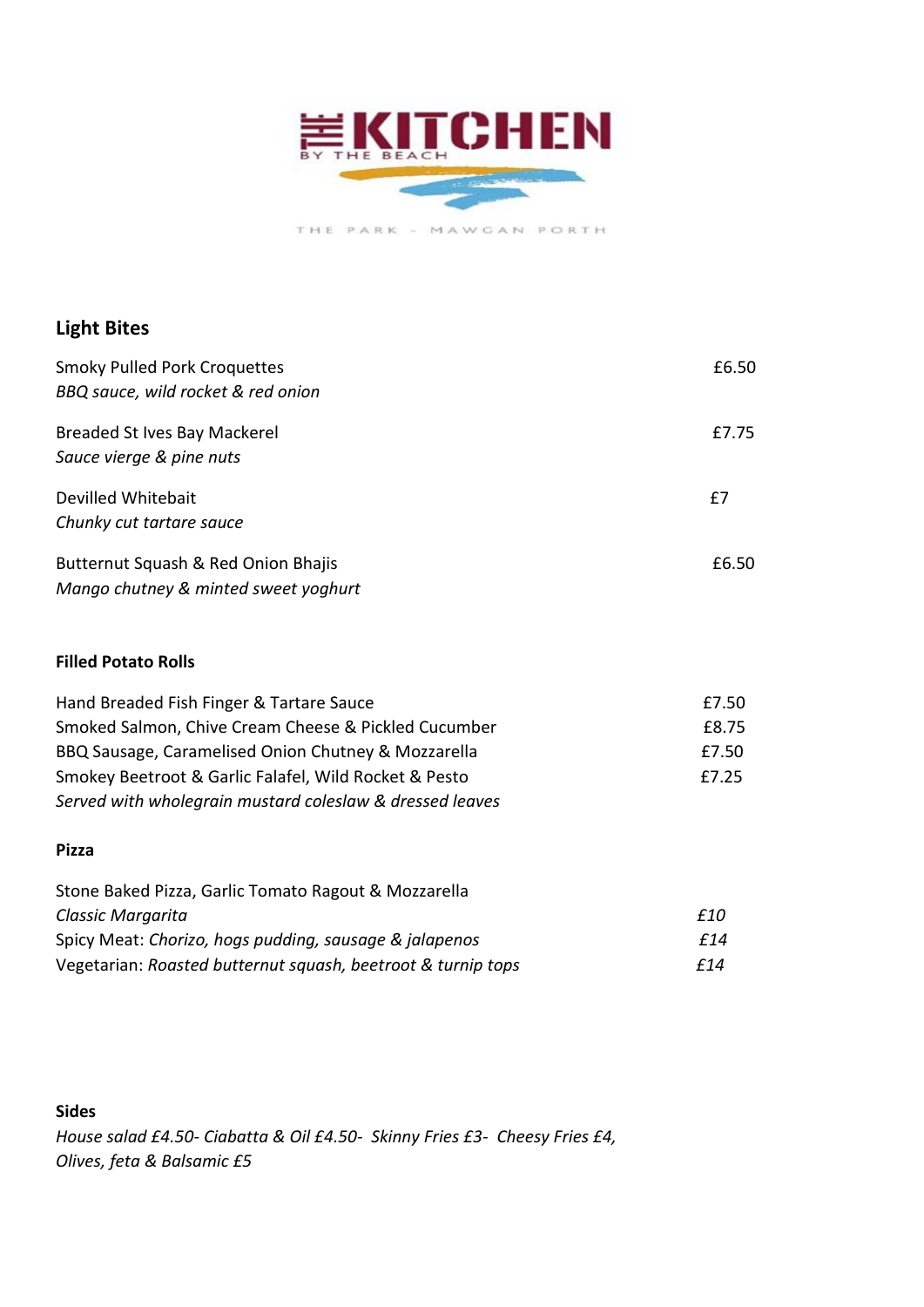# THE KITCHEN

BY THE BEACH

THE PARK - MAWGAN PORTH

## Light Bites

Smoky Pulled Pork Croquettes — £6.50
*BBQ sauce, wild rocket & red onion*

Breaded St Ives Bay Mackerel — £7.75
*Sauce vierge & pine nuts*

Devilled Whitebait — £7
*Chunky cut tartare sauce*

Butternut Squash & Red Onion Bhajis — £6.50
*Mango chutney & minted sweet yoghurt*

### Filled Potato Rolls

Hand Breaded Fish Finger & Tartare Sauce — £7.50
Smoked Salmon, Chive Cream Cheese & Pickled Cucumber — £8.75
BBQ Sausage, Caramelised Onion Chutney & Mozzarella — £7.50
Smokey Beetroot & Garlic Falafel, Wild Rocket & Pesto — £7.25
*Served with wholegrain mustard coleslaw & dressed leaves*

### Pizza

Stone Baked Pizza, Garlic Tomato Ragout & Mozzarella
*Classic Margarita* — *£10*
Spicy Meat: *Chorizo, hogs pudding, sausage & jalapenos* — *£14*
Vegetarian: *Roasted butternut squash, beetroot & turnip tops* — *£14*

### Sides

*House salad £4.50- Ciabatta & Oil £4.50- Skinny Fries £3- Cheesy Fries £4, Olives, feta & Balsamic £5*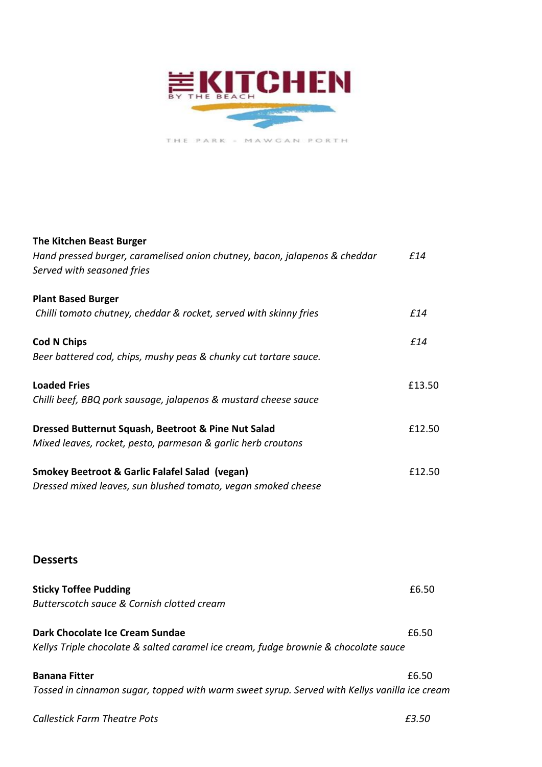# THE KITCHEN

BY THE BEACH

THE PARK - MAWGAN PORTH

**The Kitchen Beast Burger**
*Hand pressed burger, caramelised onion chutney, bacon, jalapenos & cheddar* *£14*
*Served with seasoned fries*

**Plant Based Burger**
*Chilli tomato chutney, cheddar & rocket, served with skinny fries* *£14*

**Cod N Chips** *£14*
*Beer battered cod, chips, mushy peas & chunky cut tartare sauce.*

**Loaded Fries** £13.50
*Chilli beef, BBQ pork sausage, jalapenos & mustard cheese sauce*

**Dressed Butternut Squash, Beetroot & Pine Nut Salad** £12.50
*Mixed leaves, rocket, pesto, parmesan & garlic herb croutons*

**Smokey Beetroot & Garlic Falafel Salad (vegan)** £12.50
*Dressed mixed leaves, sun blushed tomato, vegan smoked cheese*

## Desserts

**Sticky Toffee Pudding** £6.50
*Butterscotch sauce & Cornish clotted cream*

**Dark Chocolate Ice Cream Sundae** £6.50
*Kellys Triple chocolate & salted caramel ice cream, fudge brownie & chocolate sauce*

**Banana Fitter** £6.50
*Tossed in cinnamon sugar, topped with warm sweet syrup. Served with Kellys vanilla ice cream*

*Callestick Farm Theatre Pots* *£3.50*